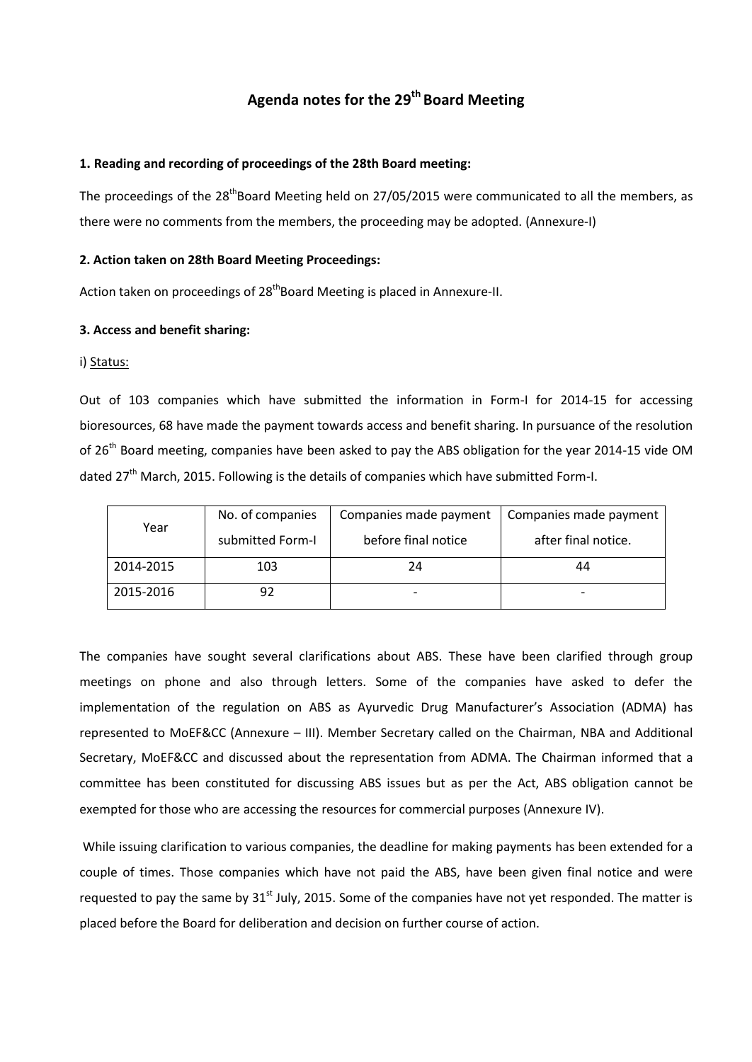# Agenda notes for the 29th Board Meeting

**1. Reading and recording of proceedings of the 28th Board meeting:**

The proceedings of the 28th Board Meeting held on 27/05/2015 were communicated to all the members, as there were no comments from the members, the proceeding may be adopted. (Annexure-I)

**2. Action taken on 28th Board Meeting Proceedings:**

Action taken on proceedings of 28th Board Meeting is placed in Annexure-II.

**3. Access and benefit sharing:**

i) Status:

Out of 103 companies which have submitted the information in Form-I for 2014-15 for accessing bioresources, 68 have made the payment towards access and benefit sharing. In pursuance of the resolution of 26th Board meeting, companies have been asked to pay the ABS obligation for the year 2014-15 vide OM dated 27th March, 2015. Following is the details of companies which have submitted Form-I.

| Year | No. of companies submitted Form-I | Companies made payment before final notice | Companies made payment after final notice. |
|---|---|---|---|
| 2014-2015 | 103 | 24 | 44 |
| 2015-2016 | 92 | - | - |

The companies have sought several clarifications about ABS. These have been clarified through group meetings on phone and also through letters. Some of the companies have asked to defer the implementation of the regulation on ABS as Ayurvedic Drug Manufacturer's Association (ADMA) has represented to MoEF&CC (Annexure – III). Member Secretary called on the Chairman, NBA and Additional Secretary, MoEF&CC and discussed about the representation from ADMA. The Chairman informed that a committee has been constituted for discussing ABS issues but as per the Act, ABS obligation cannot be exempted for those who are accessing the resources for commercial purposes (Annexure IV).

While issuing clarification to various companies, the deadline for making payments has been extended for a couple of times. Those companies which have not paid the ABS, have been given final notice and were requested to pay the same by 31st July, 2015. Some of the companies have not yet responded. The matter is placed before the Board for deliberation and decision on further course of action.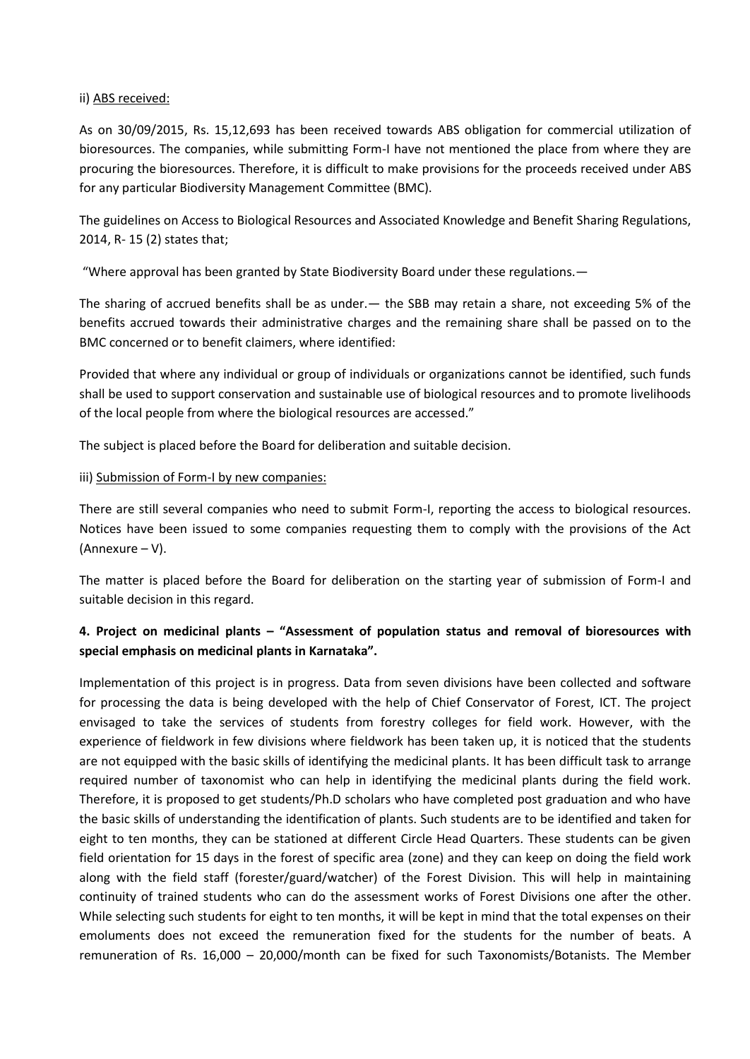ii) ABS received:

As on 30/09/2015, Rs. 15,12,693 has been received towards ABS obligation for commercial utilization of bioresources. The companies, while submitting Form-I have not mentioned the place from where they are procuring the bioresources. Therefore, it is difficult to make provisions for the proceeds received under ABS for any particular Biodiversity Management Committee (BMC).

The guidelines on Access to Biological Resources and Associated Knowledge and Benefit Sharing Regulations, 2014, R- 15 (2) states that;

"Where approval has been granted by State Biodiversity Board under these regulations.—

The sharing of accrued benefits shall be as under.— the SBB may retain a share, not exceeding 5% of the benefits accrued towards their administrative charges and the remaining share shall be passed on to the BMC concerned or to benefit claimers, where identified:

Provided that where any individual or group of individuals or organizations cannot be identified, such funds shall be used to support conservation and sustainable use of biological resources and to promote livelihoods of the local people from where the biological resources are accessed."

The subject is placed before the Board for deliberation and suitable decision.

iii) Submission of Form-I by new companies:

There are still several companies who need to submit Form-I, reporting the access to biological resources. Notices have been issued to some companies requesting them to comply with the provisions of the Act (Annexure – V).

The matter is placed before the Board for deliberation on the starting year of submission of Form-I and suitable decision in this regard.

**4. Project on medicinal plants – "Assessment of population status and removal of bioresources with special emphasis on medicinal plants in Karnataka".**

Implementation of this project is in progress. Data from seven divisions have been collected and software for processing the data is being developed with the help of Chief Conservator of Forest, ICT. The project envisaged to take the services of students from forestry colleges for field work. However, with the experience of fieldwork in few divisions where fieldwork has been taken up, it is noticed that the students are not equipped with the basic skills of identifying the medicinal plants. It has been difficult task to arrange required number of taxonomist who can help in identifying the medicinal plants during the field work. Therefore, it is proposed to get students/Ph.D scholars who have completed post graduation and who have the basic skills of understanding the identification of plants. Such students are to be identified and taken for eight to ten months, they can be stationed at different Circle Head Quarters. These students can be given field orientation for 15 days in the forest of specific area (zone) and they can keep on doing the field work along with the field staff (forester/guard/watcher) of the Forest Division. This will help in maintaining continuity of trained students who can do the assessment works of Forest Divisions one after the other. While selecting such students for eight to ten months, it will be kept in mind that the total expenses on their emoluments does not exceed the remuneration fixed for the students for the number of beats. A remuneration of Rs. 16,000 – 20,000/month can be fixed for such Taxonomists/Botanists. The Member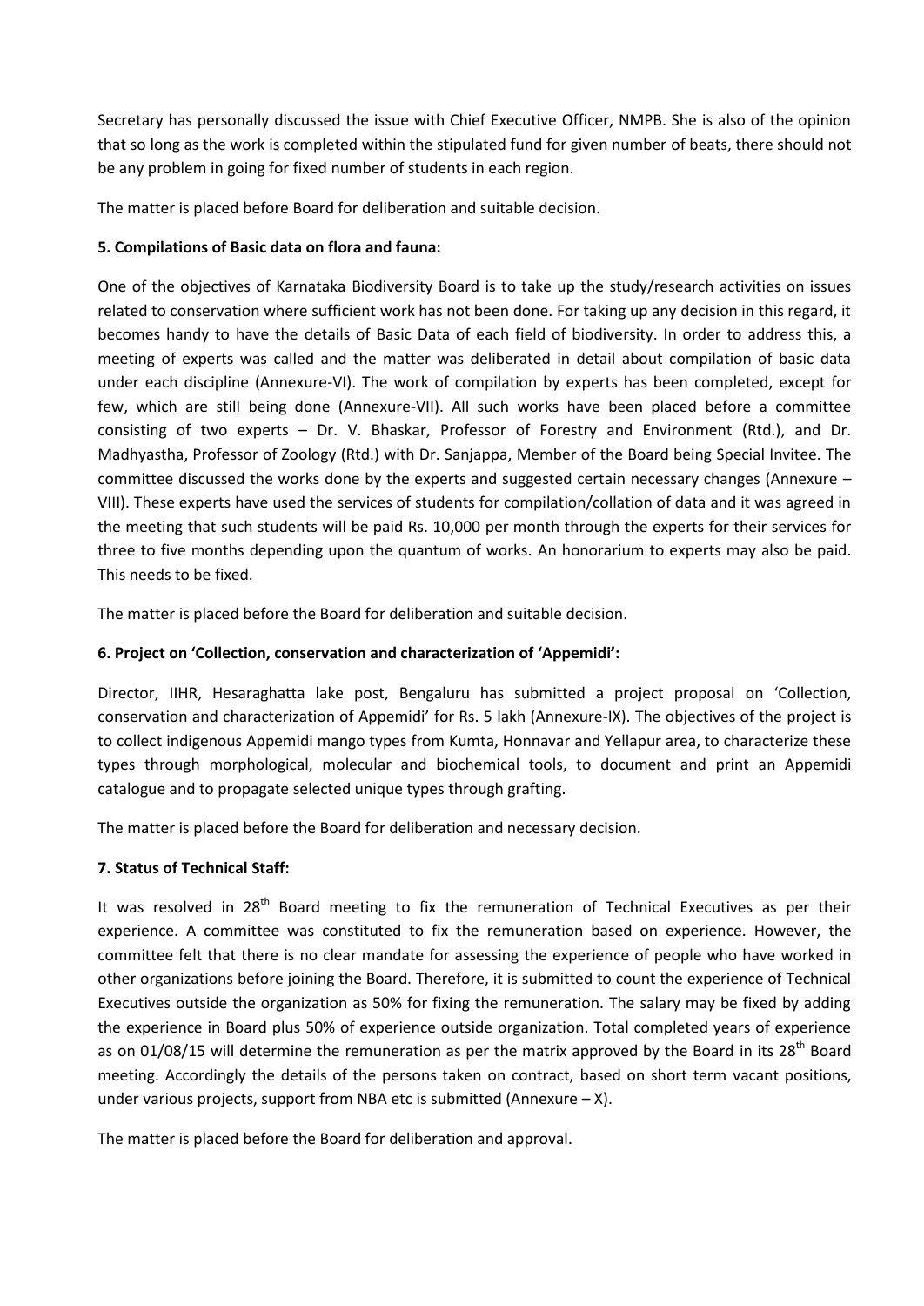Secretary has personally discussed the issue with Chief Executive Officer, NMPB. She is also of the opinion that so long as the work is completed within the stipulated fund for given number of beats, there should not be any problem in going for fixed number of students in each region.

The matter is placed before Board for deliberation and suitable decision.

**5. Compilations of Basic data on flora and fauna:**

One of the objectives of Karnataka Biodiversity Board is to take up the study/research activities on issues related to conservation where sufficient work has not been done. For taking up any decision in this regard, it becomes handy to have the details of Basic Data of each field of biodiversity. In order to address this, a meeting of experts was called and the matter was deliberated in detail about compilation of basic data under each discipline (Annexure-VI). The work of compilation by experts has been completed, except for few, which are still being done (Annexure-VII). All such works have been placed before a committee consisting of two experts – Dr. V. Bhaskar, Professor of Forestry and Environment (Rtd.), and Dr. Madhyastha, Professor of Zoology (Rtd.) with Dr. Sanjappa, Member of the Board being Special Invitee. The committee discussed the works done by the experts and suggested certain necessary changes (Annexure – VIII). These experts have used the services of students for compilation/collation of data and it was agreed in the meeting that such students will be paid Rs. 10,000 per month through the experts for their services for three to five months depending upon the quantum of works. An honorarium to experts may also be paid. This needs to be fixed.

The matter is placed before the Board for deliberation and suitable decision.

**6. Project on 'Collection, conservation and characterization of 'Appemidi':**

Director, IIHR, Hesaraghatta lake post, Bengaluru has submitted a project proposal on 'Collection, conservation and characterization of Appemidi' for Rs. 5 lakh (Annexure-IX). The objectives of the project is to collect indigenous Appemidi mango types from Kumta, Honnavar and Yellapur area, to characterize these types through morphological, molecular and biochemical tools, to document and print an Appemidi catalogue and to propagate selected unique types through grafting.

The matter is placed before the Board for deliberation and necessary decision.

**7. Status of Technical Staff:**

It was resolved in 28th Board meeting to fix the remuneration of Technical Executives as per their experience. A committee was constituted to fix the remuneration based on experience. However, the committee felt that there is no clear mandate for assessing the experience of people who have worked in other organizations before joining the Board. Therefore, it is submitted to count the experience of Technical Executives outside the organization as 50% for fixing the remuneration. The salary may be fixed by adding the experience in Board plus 50% of experience outside organization. Total completed years of experience as on 01/08/15 will determine the remuneration as per the matrix approved by the Board in its 28th Board meeting. Accordingly the details of the persons taken on contract, based on short term vacant positions, under various projects, support from NBA etc is submitted (Annexure – X).

The matter is placed before the Board for deliberation and approval.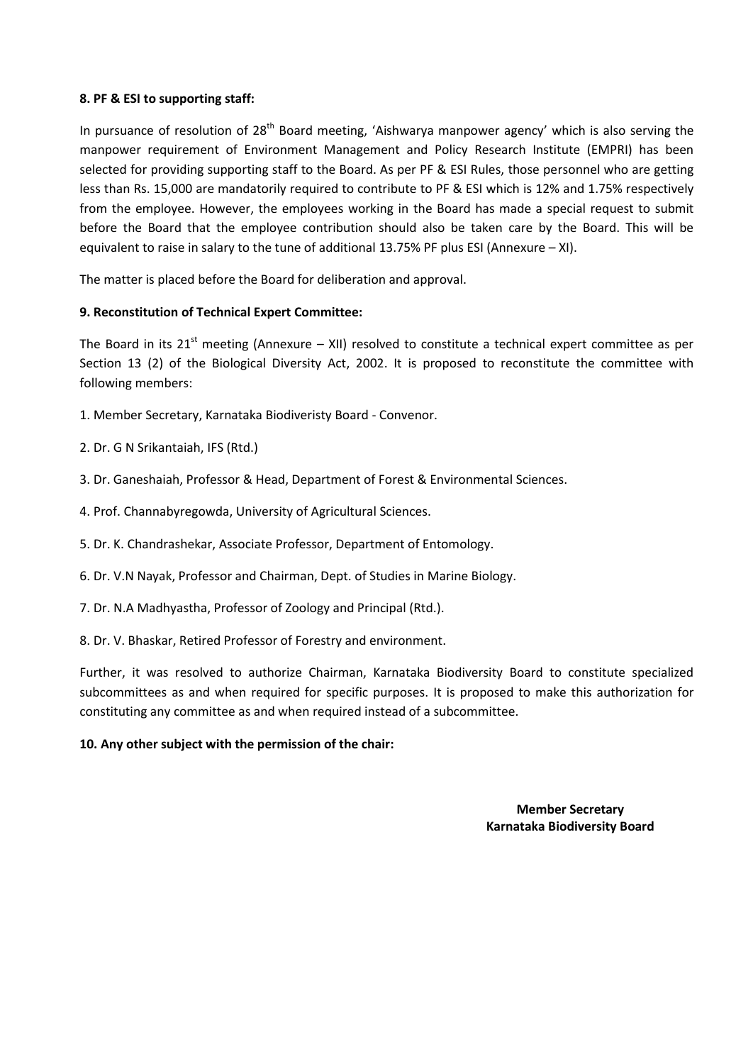**8. PF & ESI to supporting staff:**

In pursuance of resolution of 28th Board meeting, 'Aishwarya manpower agency' which is also serving the manpower requirement of Environment Management and Policy Research Institute (EMPRI) has been selected for providing supporting staff to the Board. As per PF & ESI Rules, those personnel who are getting less than Rs. 15,000 are mandatorily required to contribute to PF & ESI which is 12% and 1.75% respectively from the employee. However, the employees working in the Board has made a special request to submit before the Board that the employee contribution should also be taken care by the Board. This will be equivalent to raise in salary to the tune of additional 13.75% PF plus ESI (Annexure – XI).

The matter is placed before the Board for deliberation and approval.

**9. Reconstitution of Technical Expert Committee:**

The Board in its 21st meeting (Annexure – XII) resolved to constitute a technical expert committee as per Section 13 (2) of the Biological Diversity Act, 2002. It is proposed to reconstitute the committee with following members:

1. Member Secretary, Karnataka Biodiveristy Board - Convenor.
2. Dr. G N Srikantaiah, IFS (Rtd.)
3. Dr. Ganeshaiah, Professor & Head, Department of Forest & Environmental Sciences.
4. Prof. Channabyregowda, University of Agricultural Sciences.
5. Dr. K. Chandrashekar, Associate Professor, Department of Entomology.
6. Dr. V.N Nayak, Professor and Chairman, Dept. of Studies in Marine Biology.
7. Dr. N.A Madhyastha, Professor of Zoology and Principal (Rtd.).
8. Dr. V. Bhaskar, Retired Professor of Forestry and environment.

Further, it was resolved to authorize Chairman, Karnataka Biodiversity Board to constitute specialized subcommittees as and when required for specific purposes. It is proposed to make this authorization for constituting any committee as and when required instead of a subcommittee.

**10. Any other subject with the permission of the chair:**

**Member Secretary**
**Karnataka Biodiversity Board**